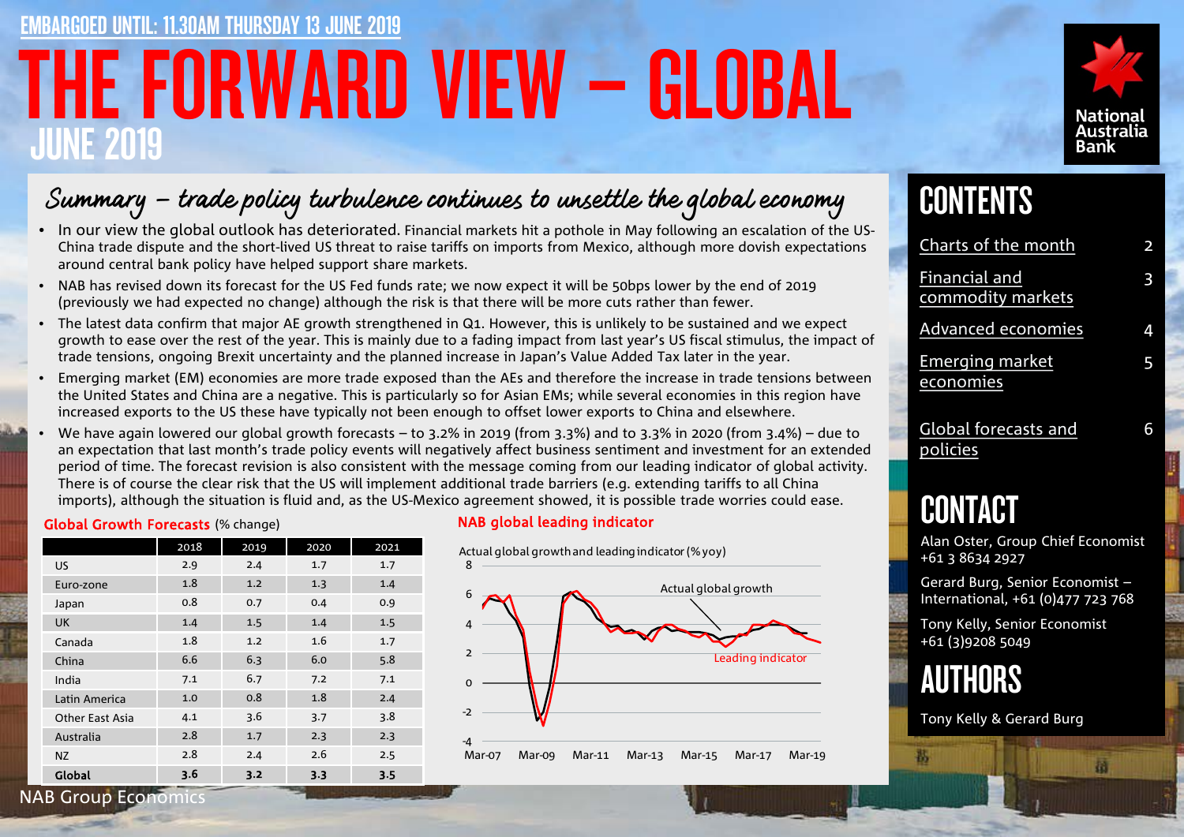EMBARGOED UNTIL: 11.30AM THURSDAY 13 JUNE 2019

# THE FORWARD VIEW – GLOBAL

## JUNE 2019

National Australia Bank

## Summary – trade policy turbulence continues to unsettle the global economy

- In our view the global outlook has deteriorated. Financial markets hit a pothole in May following an escalation of the US-China trade dispute and the short-lived US threat to raise tariffs on imports from Mexico, although more dovish expectations around central bank policy have helped support share markets.
- NAB has revised down its forecast for the US Fed funds rate; we now expect it will be 50bps lower by the end of 2019 (previously we had expected no change) although the risk is that there will be more cuts rather than fewer.
- The latest data confirm that major AE growth strengthened in Q1. However, this is unlikely to be sustained and we expect growth to ease over the rest of the year. This is mainly due to a fading impact from last year's US fiscal stimulus, the impact of trade tensions, ongoing Brexit uncertainty and the planned increase in Japan's Value Added Tax later in the year.
- Emerging market (EM) economies are more trade exposed than the AEs and therefore the increase in trade tensions between the United States and China are a negative. This is particularly so for Asian EMs; while several economies in this region have increased exports to the US these have typically not been enough to offset lower exports to China and elsewhere.
- We have again lowered our global growth forecasts – to 3.2% in 2019 (from 3.3%) and to 3.3% in 2020 (from 3.4%) – due to an expectation that last month's trade policy events will negatively affect business sentiment and investment for an extended period of time. The forecast revision is also consistent with the message coming from our leading indicator of global activity. There is of course the clear risk that the US will implement additional trade barriers (e.g. extending tariffs to all China imports), although the situation is fluid and, as the US-Mexico agreement showed, it is possible trade worries could ease.

**Global Growth Forecasts** (% change)

| | 2018 | 2019 | 2020 | 2021 |
|---|---|---|---|---|
| US | 2.9 | 2.4 | 1.7 | 1.7 |
| Euro-zone | 1.8 | 1.2 | 1.3 | 1.4 |
| Japan | 0.8 | 0.7 | 0.4 | 0.9 |
| UK | 1.4 | 1.5 | 1.4 | 1.5 |
| Canada | 1.8 | 1.2 | 1.6 | 1.7 |
| China | 6.6 | 6.3 | 6.0 | 5.8 |
| India | 7.1 | 6.7 | 7.2 | 7.1 |
| Latin America | 1.0 | 0.8 | 1.8 | 2.4 |
| Other East Asia | 4.1 | 3.6 | 3.7 | 3.8 |
| Australia | 2.8 | 1.7 | 2.3 | 2.3 |
| NZ | 2.8 | 2.4 | 2.6 | 2.5 |
| **Global** | **3.6** | **3.2** | **3.3** | **3.5** |

**NAB global leading indicator**

Actual global growth and leading indicator (% yoy)

## CONTENTS

- Charts of the month — 2
- Financial and commodity markets — 3
- Advanced economies — 4
- Emerging market economies — 5
- Global forecasts and policies — 6

## CONTACT

Alan Oster, Group Chief Economist +61 3 8634 2927

Gerard Burg, Senior Economist – International, +61 (0)477 723 768

Tony Kelly, Senior Economist +61 (3)9208 5049

## AUTHORS

Tony Kelly & Gerard Burg

NAB Group Economics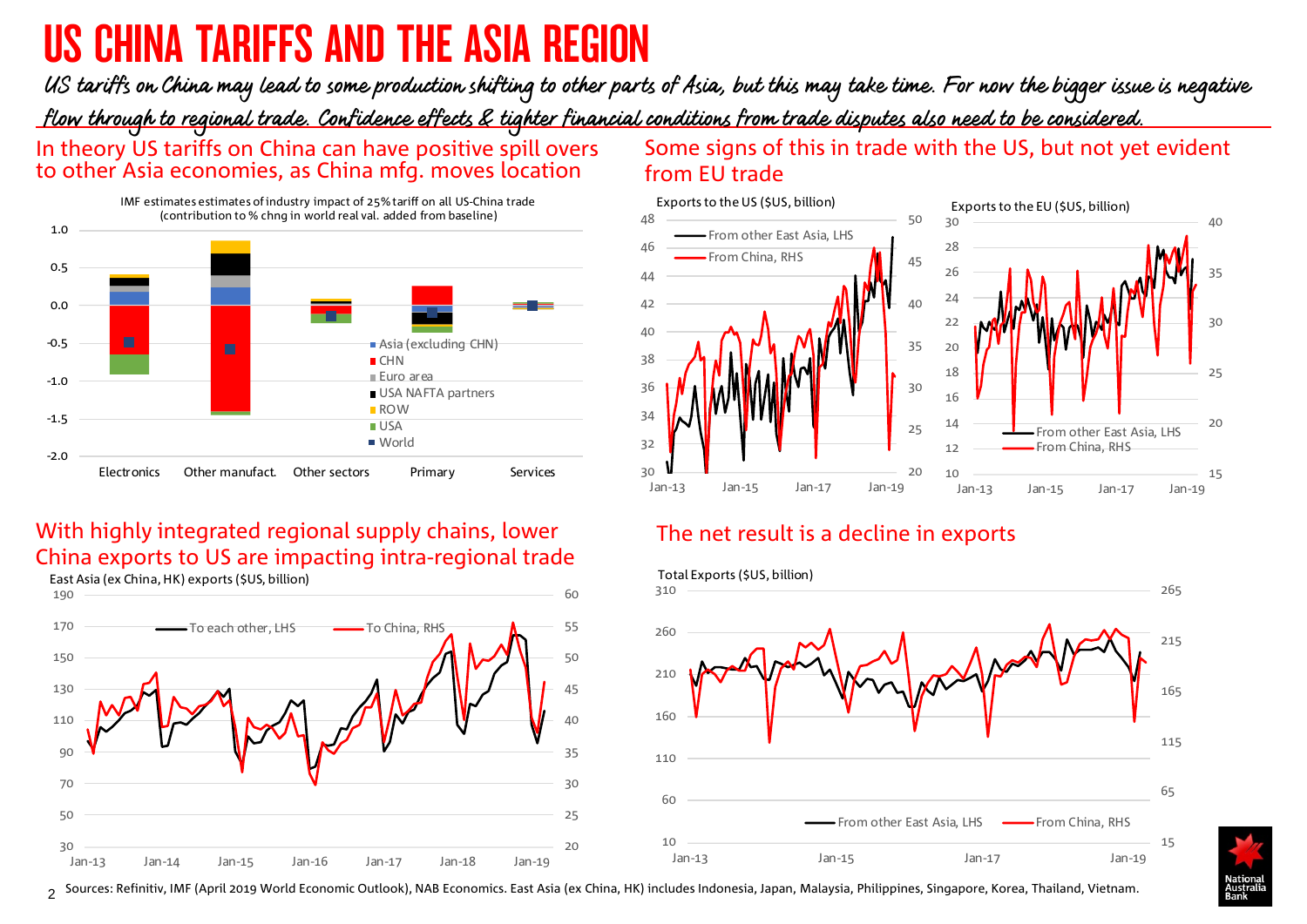# US CHINA TARIFFS AND THE ASIA REGION

*US tariffs on China may lead to some production shifting to other parts of Asia, but this may take time. For now the bigger issue is negative flow through to regional trade. Confidence effects & tighter financial conditions from trade disputes also need to be considered.*

## In theory US tariffs on China can have positive spill overs to other Asia economies, as China mfg. moves location

IMF estimates estimates of industry impact of 25% tariff on all US-China trade (contribution to % chng in world real val. added from baseline)

Legend: Asia (excluding CHN), CHN, Euro area, USA NAFTA partners, ROW, USA, World

Categories: Electronics, Other manufact., Other sectors, Primary, Services

## Some signs of this in trade with the US, but not yet evident from EU trade

Exports to the US ($US, billion) — From other East Asia, LHS; From China, RHS

Exports to the EU ($US, billion) — From other East Asia, LHS; From China, RHS

## With highly integrated regional supply chains, lower China exports to US are impacting intra-regional trade

East Asia (ex China, HK) exports ($US, billion) — To each other, LHS; To China, RHS

## The net result is a decline in exports

Total Exports ($US, billion) — From other East Asia, LHS; From China, RHS

Sources: Refinitiv, IMF (April 2019 World Economic Outlook), NAB Economics. East Asia (ex China, HK) includes Indonesia, Japan, Malaysia, Philippines, Singapore, Korea, Thailand, Vietnam.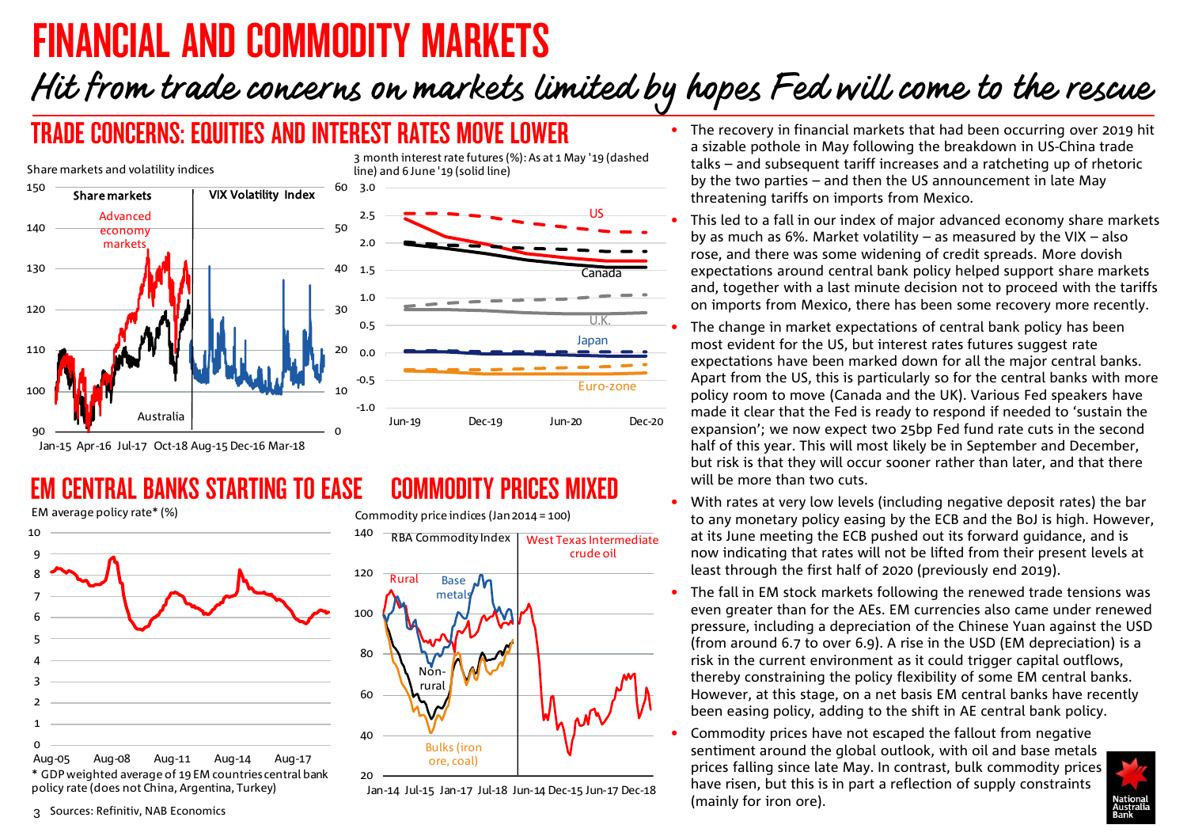# FINANCIAL AND COMMODITY MARKETS

## *Hit from trade concerns on markets limited by hopes Fed will come to the rescue*

### TRADE CONCERNS: EQUITIES AND INTEREST RATES MOVE LOWER

Share markets and volatility indices

3 month interest rate futures (%): As at 1 May '19 (dashed line) and 6 June '19 (solid line)

### EM CENTRAL BANKS STARTING TO EASE

EM average policy rate* (%)

* GDP weighted average of 19 EM countries central bank policy rate (does not China, Argentina, Turkey)

### COMMODITY PRICES MIXED

Commodity price indices (Jan 2014 = 100)

Sources: Refinitiv, NAB Economics

- The recovery in financial markets that had been occurring over 2019 hit a sizable pothole in May following the breakdown in US-China trade talks – and subsequent tariff increases and a ratcheting up of rhetoric by the two parties – and then the US announcement in late May threatening tariffs on imports from Mexico.
- This led to a fall in our index of major advanced economy share markets by as much as 6%. Market volatility – as measured by the VIX – also rose, and there was some widening of credit spreads. More dovish expectations around central bank policy helped support share markets and, together with a last minute decision not to proceed with the tariffs on imports from Mexico, there has been some recovery more recently.
- The change in market expectations of central bank policy has been most evident for the US, but interest rates futures suggest rate expectations have been marked down for all the major central banks. Apart from the US, this is particularly so for the central banks with more policy room to move (Canada and the UK). Various Fed speakers have made it clear that the Fed is ready to respond if needed to 'sustain the expansion'; we now expect two 25bp Fed fund rate cuts in the second half of this year. This will most likely be in September and December, but risk is that they will occur sooner rather than later, and that there will be more than two cuts.
- With rates at very low levels (including negative deposit rates) the bar to any monetary policy easing by the ECB and the BoJ is high. However, at its June meeting the ECB pushed out its forward guidance, and is now indicating that rates will not be lifted from their present levels at least through the first half of 2020 (previously end 2019).
- The fall in EM stock markets following the renewed trade tensions was even greater than for the AEs. EM currencies also came under renewed pressure, including a depreciation of the Chinese Yuan against the USD (from around 6.7 to over 6.9). A rise in the USD (EM depreciation) is a risk in the current environment as it could trigger capital outflows, thereby constraining the policy flexibility of some EM central banks. However, at this stage, on a net basis EM central banks have recently been easing policy, adding to the shift in AE central bank policy.
- Commodity prices have not escaped the fallout from negative sentiment around the global outlook, with oil and base metals prices falling since late May. In contrast, bulk commodity prices have risen, but this is in part a reflection of supply constraints (mainly for iron ore).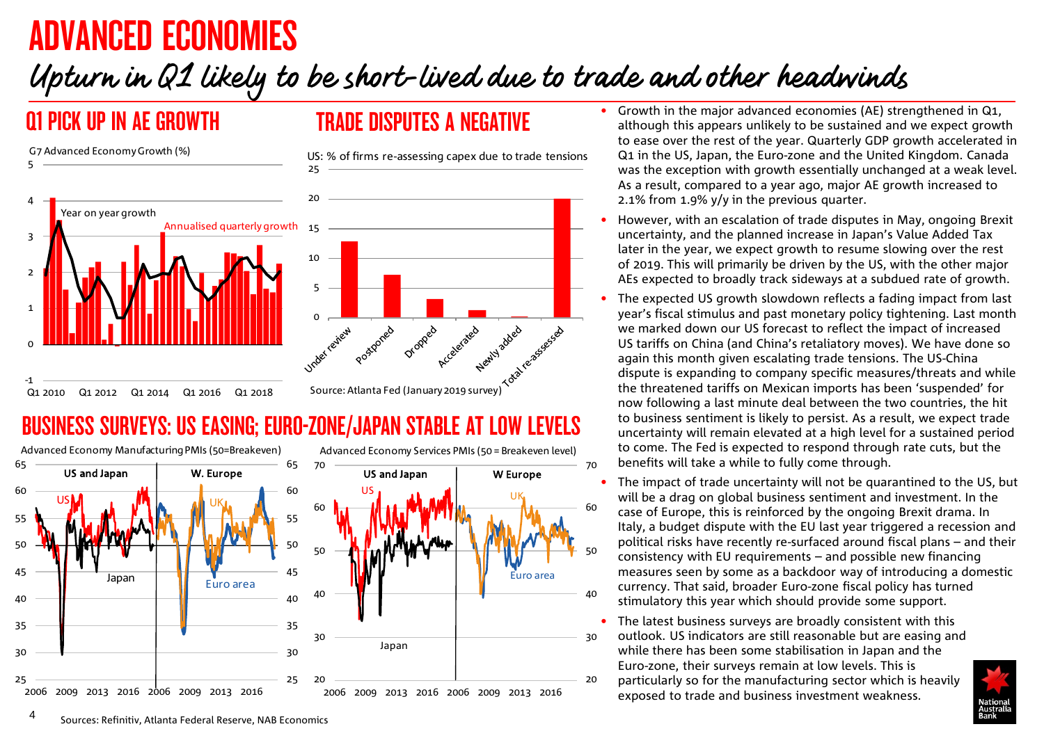# ADVANCED ECONOMIES

## Upturn in Q1 likely to be short-lived due to trade and other headwinds

### Q1 PICK UP IN AE GROWTH

G7 Advanced Economy Growth (%)

Year on year growth

Annualised quarterly growth

### TRADE DISPUTES A NEGATIVE

US: % of firms re-assessing capex due to trade tensions

Source: Atlanta Fed (January 2019 survey)

### BUSINESS SURVEYS: US EASING; EURO-ZONE/JAPAN STABLE AT LOW LEVELS

Advanced Economy Manufacturing PMIs (50=Breakeven)

Advanced Economy Services PMIs (50 = Breakeven level)

- Growth in the major advanced economies (AE) strengthened in Q1, although this appears unlikely to be sustained and we expect growth to ease over the rest of the year. Quarterly GDP growth accelerated in Q1 in the US, Japan, the Euro-zone and the United Kingdom. Canada was the exception with growth essentially unchanged at a weak level. As a result, compared to a year ago, major AE growth increased to 2.1% from 1.9% y/y in the previous quarter.
- However, with an escalation of trade disputes in May, ongoing Brexit uncertainty, and the planned increase in Japan's Value Added Tax later in the year, we expect growth to resume slowing over the rest of 2019. This will primarily be driven by the US, with the other major AEs expected to broadly track sideways at a subdued rate of growth.
- The expected US growth slowdown reflects a fading impact from last year's fiscal stimulus and past monetary policy tightening. Last month we marked down our US forecast to reflect the impact of increased US tariffs on China (and China's retaliatory moves). We have done so again this month given escalating trade tensions. The US-China dispute is expanding to company specific measures/threats and while the threatened tariffs on Mexican imports has been 'suspended' for now following a last minute deal between the two countries, the hit to business sentiment is likely to persist. As a result, we expect trade uncertainty will remain elevated at a high level for a sustained period to come. The Fed is expected to respond through rate cuts, but the benefits will take a while to fully come through.
- The impact of trade uncertainty will not be quarantined to the US, but will be a drag on global business sentiment and investment. In the case of Europe, this is reinforced by the ongoing Brexit drama. In Italy, a budget dispute with the EU last year triggered a recession and political risks have recently re-surfaced around fiscal plans – and their consistency with EU requirements – and possible new financing measures seen by some as a backdoor way of introducing a domestic currency. That said, broader Euro-zone fiscal policy has turned stimulatory this year which should provide some support.
- The latest business surveys are broadly consistent with this outlook. US indicators are still reasonable but are easing and while there has been some stabilisation in Japan and the Euro-zone, their surveys remain at low levels. This is particularly so for the manufacturing sector which is heavily exposed to trade and business investment weakness.

Sources: Refinitiv, Atlanta Federal Reserve, NAB Economics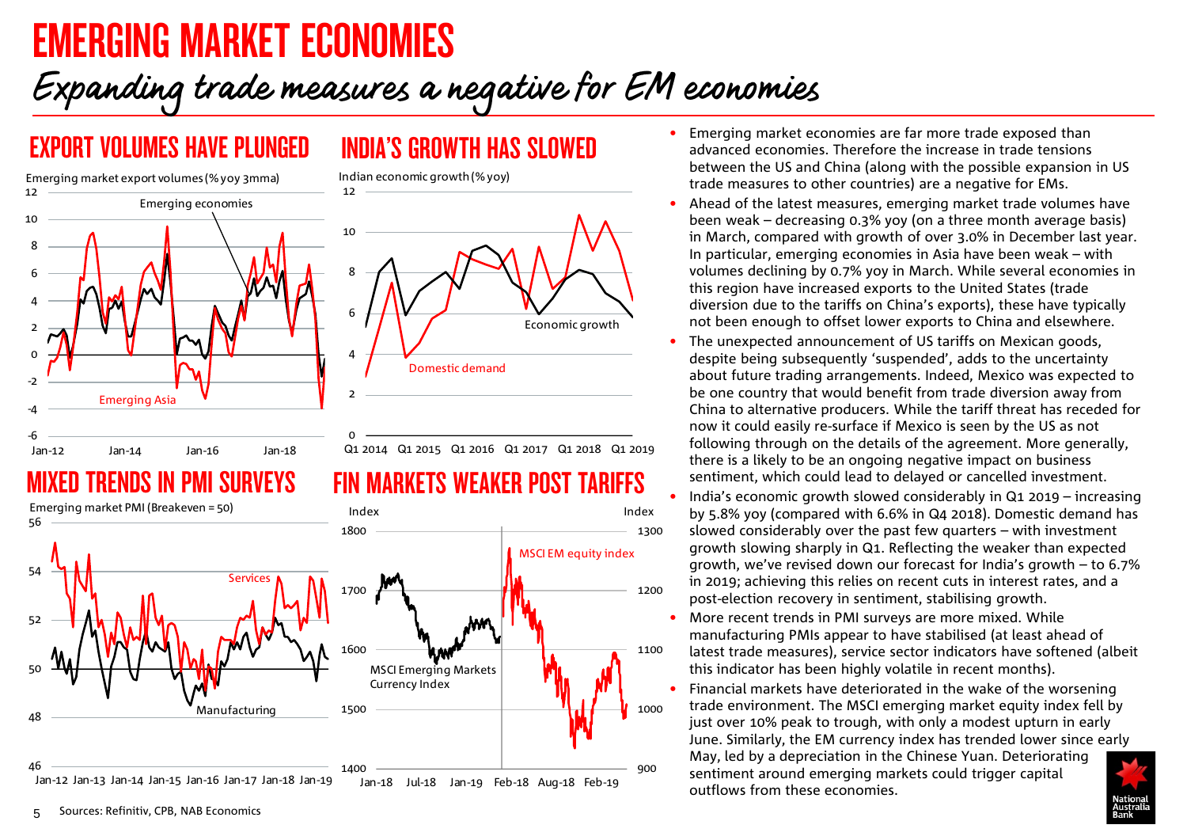# EMERGING MARKET ECONOMIES

## Expanding trade measures a negative for EM economies

### EXPORT VOLUMES HAVE PLUNGED

Emerging market export volumes (% yoy 3mma)

### INDIA'S GROWTH HAS SLOWED

Indian economic growth (% yoy)

### MIXED TRENDS IN PMI SURVEYS

Emerging market PMI (Breakeven = 50)

### FIN MARKETS WEAKER POST TARIFFS

- Emerging market economies are far more trade exposed than advanced economies. Therefore the increase in trade tensions between the US and China (along with the possible expansion in US trade measures to other countries) are a negative for EMs.
- Ahead of the latest measures, emerging market trade volumes have been weak – decreasing 0.3% yoy (on a three month average basis) in March, compared with growth of over 3.0% in December last year. In particular, emerging economies in Asia have been weak – with volumes declining by 0.7% yoy in March. While several economies in this region have increased exports to the United States (trade diversion due to the tariffs on China's exports), these have typically not been enough to offset lower exports to China and elsewhere.
- The unexpected announcement of US tariffs on Mexican goods, despite being subsequently 'suspended', adds to the uncertainty about future trading arrangements. Indeed, Mexico was expected to be one country that would benefit from trade diversion away from China to alternative producers. While the tariff threat has receded for now it could easily re-surface if Mexico is seen by the US as not following through on the details of the agreement. More generally, there is a likely to be an ongoing negative impact on business sentiment, which could lead to delayed or cancelled investment.
- India's economic growth slowed considerably in Q1 2019 – increasing by 5.8% yoy (compared with 6.6% in Q4 2018). Domestic demand has slowed considerably over the past few quarters – with investment growth slowing sharply in Q1. Reflecting the weaker than expected growth, we've revised down our forecast for India's growth – to 6.7% in 2019; achieving this relies on recent cuts in interest rates, and a post-election recovery in sentiment, stabilising growth.
- More recent trends in PMI surveys are more mixed. While manufacturing PMIs appear to have stabilised (at least ahead of latest trade measures), service sector indicators have softened (albeit this indicator has been highly volatile in recent months).
- Financial markets have deteriorated in the wake of the worsening trade environment. The MSCI emerging market equity index fell by just over 10% peak to trough, with only a modest upturn in early June. Similarly, the EM currency index has trended lower since early May, led by a depreciation in the Chinese Yuan. Deteriorating sentiment around emerging markets could trigger capital outflows from these economies.

Sources: Refinitiv, CPB, NAB Economics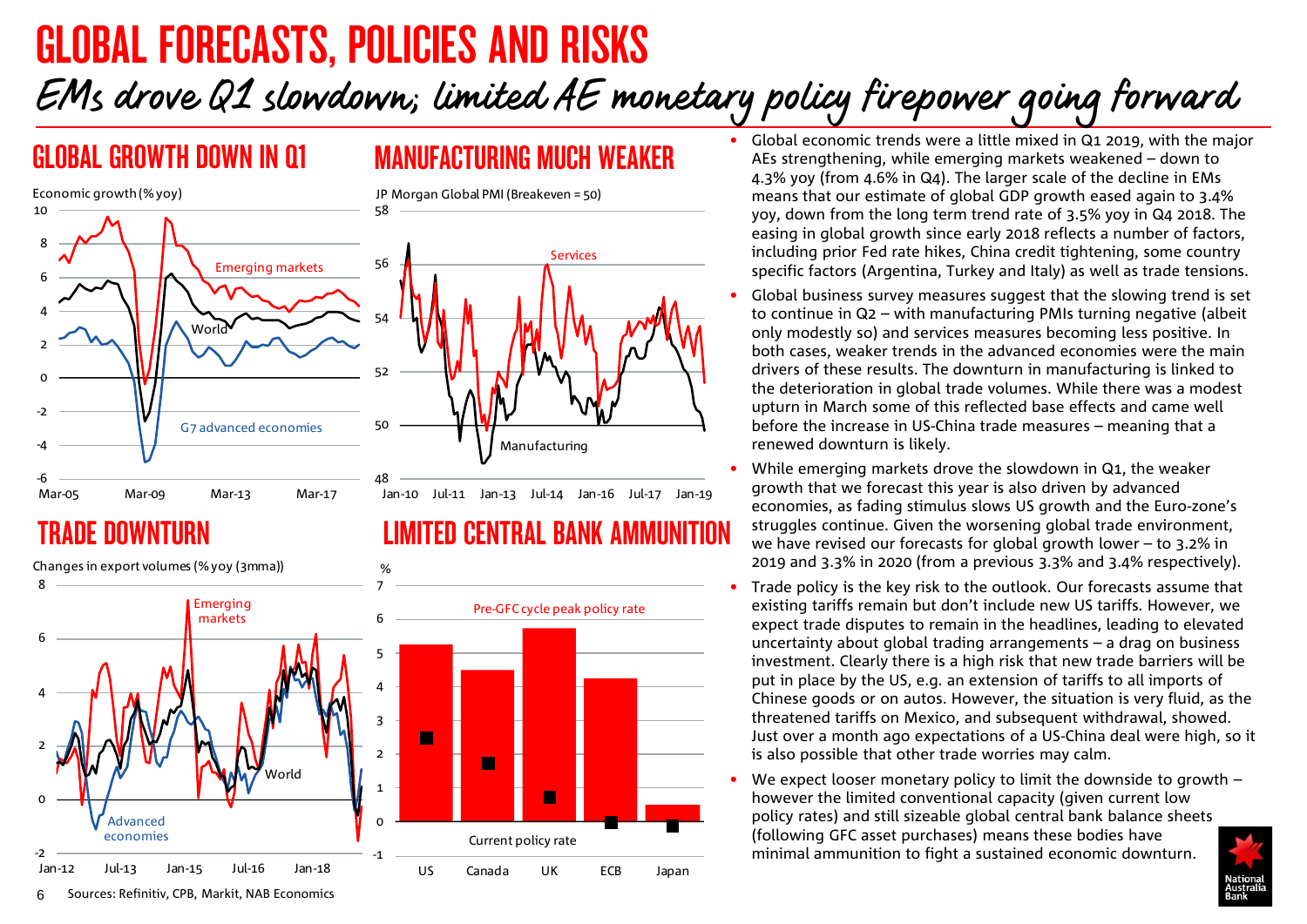# GLOBAL FORECASTS, POLICIES AND RISKS

## *EMs drove Q1 slowdown; limited AE monetary policy firepower going forward*

### GLOBAL GROWTH DOWN IN Q1

Economic growth (% yoy)

### MANUFACTURING MUCH WEAKER

JP Morgan Global PMI (Breakeven = 50)

### TRADE DOWNTURN

Changes in export volumes (% yoy (3mma))

### LIMITED CENTRAL BANK AMMUNITION

%

Pre-GFC cycle peak policy rate

Current policy rate

Sources: Refinitiv, CPB, Markit, NAB Economics

- Global economic trends were a little mixed in Q1 2019, with the major AEs strengthening, while emerging markets weakened – down to 4.3% yoy (from 4.6% in Q4). The larger scale of the decline in EMs means that our estimate of global GDP growth eased again to 3.4% yoy, down from the long term trend rate of 3.5% yoy in Q4 2018. The easing in global growth since early 2018 reflects a number of factors, including prior Fed rate hikes, China credit tightening, some country specific factors (Argentina, Turkey and Italy) as well as trade tensions.
- Global business survey measures suggest that the slowing trend is set to continue in Q2 – with manufacturing PMIs turning negative (albeit only modestly so) and services measures becoming less positive. In both cases, weaker trends in the advanced economies were the main drivers of these results. The downturn in manufacturing is linked to the deterioration in global trade volumes. While there was a modest upturn in March some of this reflected base effects and came well before the increase in US-China trade measures – meaning that a renewed downturn is likely.
- While emerging markets drove the slowdown in Q1, the weaker growth that we forecast this year is also driven by advanced economies, as fading stimulus slows US growth and the Euro-zone's struggles continue. Given the worsening global trade environment, we have revised our forecasts for global growth lower – to 3.2% in 2019 and 3.3% in 2020 (from a previous 3.3% and 3.4% respectively).
- Trade policy is the key risk to the outlook. Our forecasts assume that existing tariffs remain but don't include new US tariffs. However, we expect trade disputes to remain in the headlines, leading to elevated uncertainty about global trading arrangements – a drag on business investment. Clearly there is a high risk that new trade barriers will be put in place by the US, e.g. an extension of tariffs to all imports of Chinese goods or on autos. However, the situation is very fluid, as the threatened tariffs on Mexico, and subsequent withdrawal, showed. Just over a month ago expectations of a US-China deal were high, so it is also possible that other trade worries may calm.
- We expect looser monetary policy to limit the downside to growth – however the limited conventional capacity (given current low policy rates) and still sizeable global central bank balance sheets (following GFC asset purchases) means these bodies have minimal ammunition to fight a sustained economic downturn.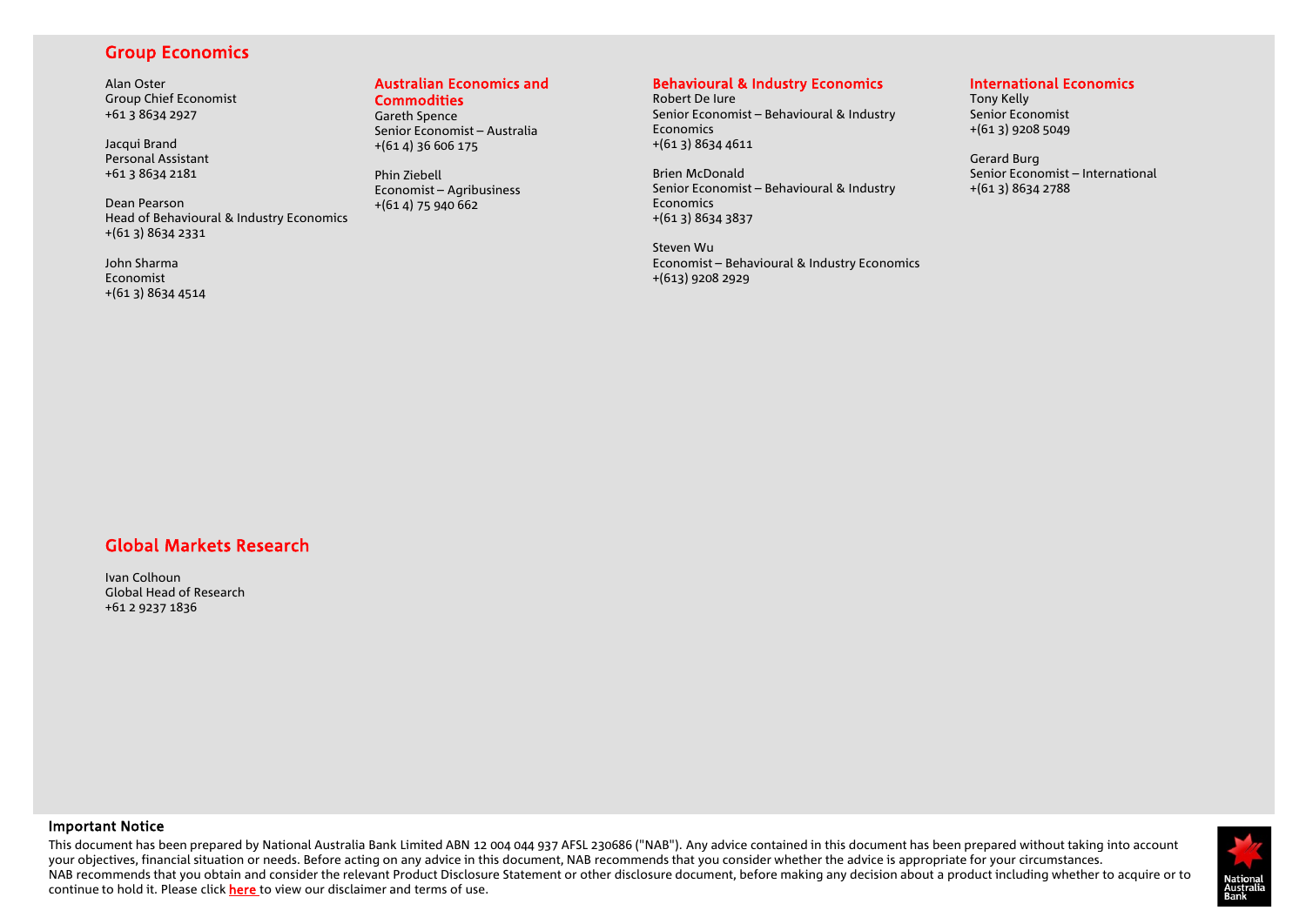## Group Economics

Alan Oster
Group Chief Economist
+61 3 8634 2927

Jacqui Brand
Personal Assistant
+61 3 8634 2181

Dean Pearson
Head of Behavioural & Industry Economics
+(61 3) 8634 2331

John Sharma
Economist
+(61 3) 8634 4514

### Australian Economics and Commodities

Gareth Spence
Senior Economist – Australia
+(61 4) 36 606 175

Phin Ziebell
Economist – Agribusiness
+(61 4) 75 940 662

### Behavioural & Industry Economics

Robert De Iure
Senior Economist – Behavioural & Industry Economics
+(61 3) 8634 4611

Brien McDonald
Senior Economist – Behavioural & Industry Economics
+(61 3) 8634 3837

Steven Wu
Economist – Behavioural & Industry Economics
+(613) 9208 2929

### International Economics

Tony Kelly
Senior Economist
+(61 3) 9208 5049

Gerard Burg
Senior Economist – International
+(61 3) 8634 2788

## Global Markets Research

Ivan Colhoun
Global Head of Research
+61 2 9237 1836

**Important Notice**

This document has been prepared by National Australia Bank Limited ABN 12 004 044 937 AFSL 230686 ("NAB"). Any advice contained in this document has been prepared without taking into account your objectives, financial situation or needs. Before acting on any advice in this document, NAB recommends that you consider whether the advice is appropriate for your circumstances. NAB recommends that you obtain and consider the relevant Product Disclosure Statement or other disclosure document, before making any decision about a product including whether to acquire or to continue to hold it. Please click **here** to view our disclaimer and terms of use.